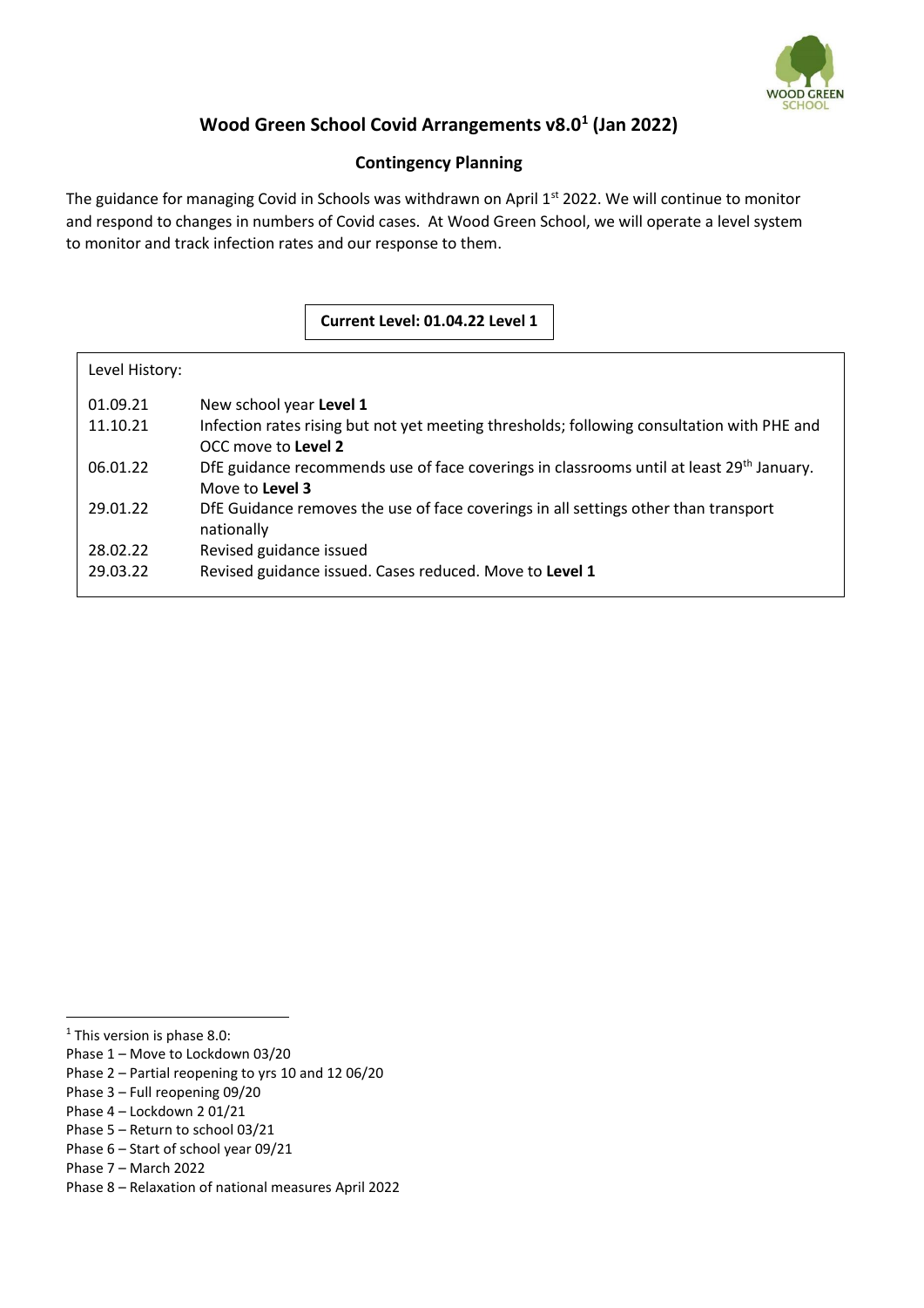# Wood Green School Covid Arrangements v8.0[1] (Jan 2022)

## Contingency Planning

The guidance for managing Covid in Schools was withdrawn on April 1st 2022. We will continue to monitor and respond to changes in numbers of Covid cases. At Wood Green School, we will operate a level system to monitor and track infection rates and our response to them.

**Current Level: 01.04.22 Level 1**

Level History:

| | |
|---|---|
| 01.09.21 | New school year **Level 1** |
| 11.10.21 | Infection rates rising but not yet meeting thresholds; following consultation with PHE and OCC move to **Level 2** |
| 06.01.22 | DfE guidance recommends use of face coverings in classrooms until at least 29th January. Move to **Level 3** |
| 29.01.22 | DfE Guidance removes the use of face coverings in all settings other than transport nationally |
| 28.02.22 | Revised guidance issued |
| 29.03.22 | Revised guidance issued. Cases reduced. Move to **Level 1** |

---

[1] This version is phase 8.0:
Phase 1 – Move to Lockdown 03/20
Phase 2 – Partial reopening to yrs 10 and 12 06/20
Phase 3 – Full reopening 09/20
Phase 4 – Lockdown 2 01/21
Phase 5 – Return to school 03/21
Phase 6 – Start of school year 09/21
Phase 7 – March 2022
Phase 8 – Relaxation of national measures April 2022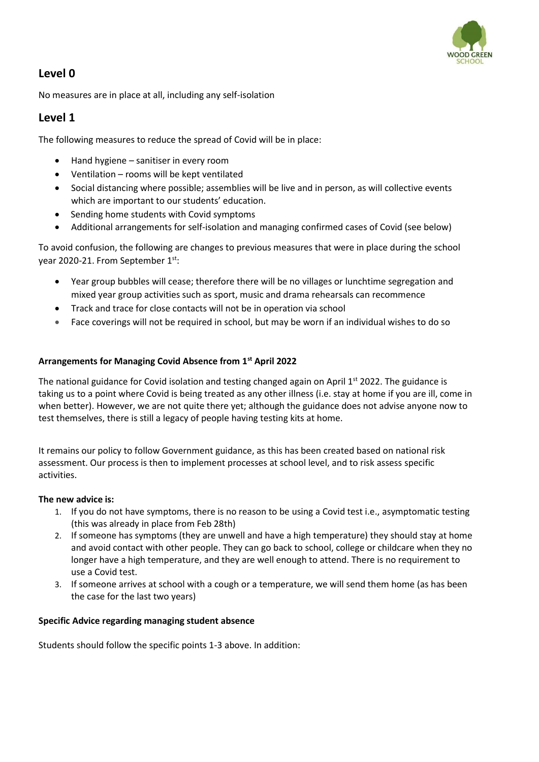## Level 0

No measures are in place at all, including any self-isolation

## Level 1

The following measures to reduce the spread of Covid will be in place:

- Hand hygiene – sanitiser in every room
- Ventilation – rooms will be kept ventilated
- Social distancing where possible; assemblies will be live and in person, as will collective events which are important to our students' education.
- Sending home students with Covid symptoms
- Additional arrangements for self-isolation and managing confirmed cases of Covid (see below)

To avoid confusion, the following are changes to previous measures that were in place during the school year 2020-21. From September 1st:

- Year group bubbles will cease; therefore there will be no villages or lunchtime segregation and mixed year group activities such as sport, music and drama rehearsals can recommence
- Track and trace for close contacts will not be in operation via school
- Face coverings will not be required in school, but may be worn if an individual wishes to do so

**Arrangements for Managing Covid Absence from 1st April 2022**

The national guidance for Covid isolation and testing changed again on April 1st 2022. The guidance is taking us to a point where Covid is being treated as any other illness (i.e. stay at home if you are ill, come in when better). However, we are not quite there yet; although the guidance does not advise anyone now to test themselves, there is still a legacy of people having testing kits at home.

It remains our policy to follow Government guidance, as this has been created based on national risk assessment. Our process is then to implement processes at school level, and to risk assess specific activities.

**The new advice is:**

1. If you do not have symptoms, there is no reason to be using a Covid test i.e., asymptomatic testing (this was already in place from Feb 28th)
2. If someone has symptoms (they are unwell and have a high temperature) they should stay at home and avoid contact with other people. They can go back to school, college or childcare when they no longer have a high temperature, and they are well enough to attend. There is no requirement to use a Covid test.
3. If someone arrives at school with a cough or a temperature, we will send them home (as has been the case for the last two years)

**Specific Advice regarding managing student absence**

Students should follow the specific points 1-3 above. In addition: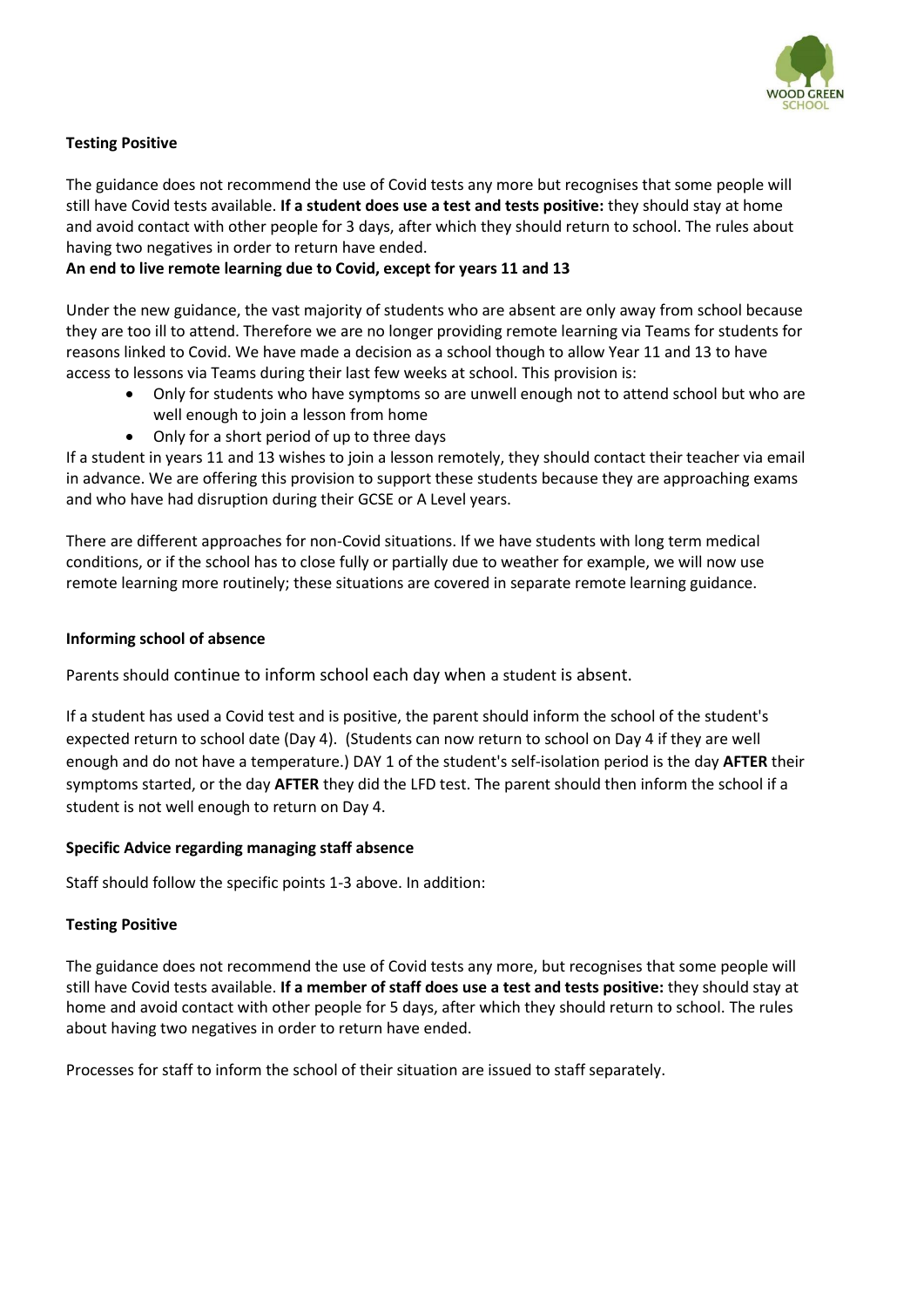**Testing Positive**

The guidance does not recommend the use of Covid tests any more but recognises that some people will still have Covid tests available. **If a student does use a test and tests positive:** they should stay at home and avoid contact with other people for 3 days, after which they should return to school. The rules about having two negatives in order to return have ended.

**An end to live remote learning due to Covid, except for years 11 and 13**

Under the new guidance, the vast majority of students who are absent are only away from school because they are too ill to attend. Therefore we are no longer providing remote learning via Teams for students for reasons linked to Covid. We have made a decision as a school though to allow Year 11 and 13 to have access to lessons via Teams during their last few weeks at school. This provision is:

- Only for students who have symptoms so are unwell enough not to attend school but who are well enough to join a lesson from home
- Only for a short period of up to three days

If a student in years 11 and 13 wishes to join a lesson remotely, they should contact their teacher via email in advance. We are offering this provision to support these students because they are approaching exams and who have had disruption during their GCSE or A Level years.

There are different approaches for non-Covid situations. If we have students with long term medical conditions, or if the school has to close fully or partially due to weather for example, we will now use remote learning more routinely; these situations are covered in separate remote learning guidance.

**Informing school of absence**

Parents should continue to inform school each day when a student is absent.

If a student has used a Covid test and is positive, the parent should inform the school of the student's expected return to school date (Day 4). (Students can now return to school on Day 4 if they are well enough and do not have a temperature.) DAY 1 of the student's self-isolation period is the day **AFTER** their symptoms started, or the day **AFTER** they did the LFD test. The parent should then inform the school if a student is not well enough to return on Day 4.

**Specific Advice regarding managing staff absence**

Staff should follow the specific points 1-3 above. In addition:

**Testing Positive**

The guidance does not recommend the use of Covid tests any more, but recognises that some people will still have Covid tests available. **If a member of staff does use a test and tests positive:** they should stay at home and avoid contact with other people for 5 days, after which they should return to school. The rules about having two negatives in order to return have ended.

Processes for staff to inform the school of their situation are issued to staff separately.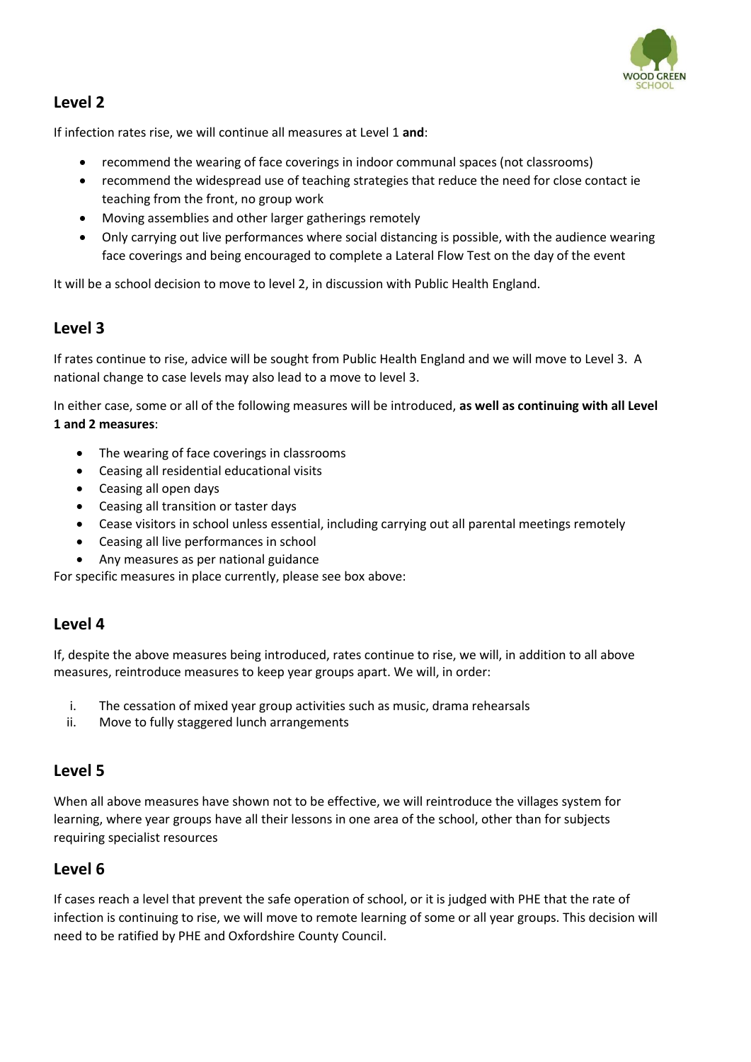## Level 2

If infection rates rise, we will continue all measures at Level 1 **and**:

- recommend the wearing of face coverings in indoor communal spaces (not classrooms)
- recommend the widespread use of teaching strategies that reduce the need for close contact ie teaching from the front, no group work
- Moving assemblies and other larger gatherings remotely
- Only carrying out live performances where social distancing is possible, with the audience wearing face coverings and being encouraged to complete a Lateral Flow Test on the day of the event

It will be a school decision to move to level 2, in discussion with Public Health England.

## Level 3

If rates continue to rise, advice will be sought from Public Health England and we will move to Level 3. A national change to case levels may also lead to a move to level 3.

In either case, some or all of the following measures will be introduced, **as well as continuing with all Level 1 and 2 measures**:

- The wearing of face coverings in classrooms
- Ceasing all residential educational visits
- Ceasing all open days
- Ceasing all transition or taster days
- Cease visitors in school unless essential, including carrying out all parental meetings remotely
- Ceasing all live performances in school
- Any measures as per national guidance

For specific measures in place currently, please see box above:

## Level 4

If, despite the above measures being introduced, rates continue to rise, we will, in addition to all above measures, reintroduce measures to keep year groups apart. We will, in order:

i. The cessation of mixed year group activities such as music, drama rehearsals
ii. Move to fully staggered lunch arrangements

## Level 5

When all above measures have shown not to be effective, we will reintroduce the villages system for learning, where year groups have all their lessons in one area of the school, other than for subjects requiring specialist resources

## Level 6

If cases reach a level that prevent the safe operation of school, or it is judged with PHE that the rate of infection is continuing to rise, we will move to remote learning of some or all year groups. This decision will need to be ratified by PHE and Oxfordshire County Council.